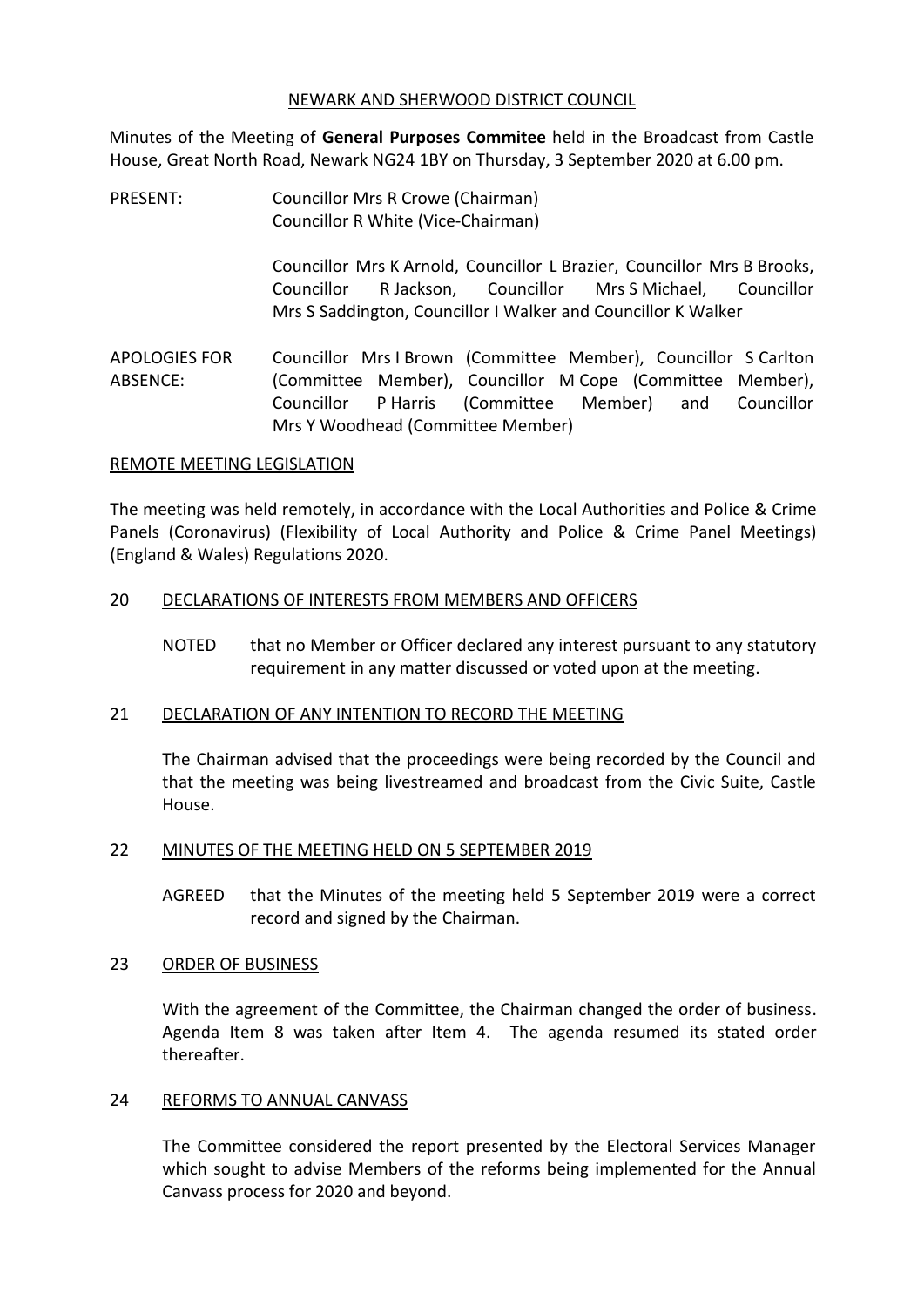NEWARK AND SHERWOOD DISTRICT COUNCIL

Minutes of the Meeting of **General Purposes Commitee** held in the Broadcast from Castle House, Great North Road, Newark NG24 1BY on Thursday, 3 September 2020 at 6.00 pm.

PRESENT: Councillor Mrs R Crowe (Chairman)
Councillor R White (Vice-Chairman)

Councillor Mrs K Arnold, Councillor L Brazier, Councillor Mrs B Brooks, Councillor R Jackson, Councillor Mrs S Michael, Councillor Mrs S Saddington, Councillor I Walker and Councillor K Walker

APOLOGIES FOR ABSENCE: Councillor Mrs I Brown (Committee Member), Councillor S Carlton (Committee Member), Councillor M Cope (Committee Member), Councillor P Harris (Committee Member) and Councillor Mrs Y Woodhead (Committee Member)

## REMOTE MEETING LEGISLATION

The meeting was held remotely, in accordance with the Local Authorities and Police & Crime Panels (Coronavirus) (Flexibility of Local Authority and Police & Crime Panel Meetings) (England & Wales) Regulations 2020.

## 20 DECLARATIONS OF INTERESTS FROM MEMBERS AND OFFICERS

NOTED that no Member or Officer declared any interest pursuant to any statutory requirement in any matter discussed or voted upon at the meeting.

## 21 DECLARATION OF ANY INTENTION TO RECORD THE MEETING

The Chairman advised that the proceedings were being recorded by the Council and that the meeting was being livestreamed and broadcast from the Civic Suite, Castle House.

## 22 MINUTES OF THE MEETING HELD ON 5 SEPTEMBER 2019

AGREED that the Minutes of the meeting held 5 September 2019 were a correct record and signed by the Chairman.

## 23 ORDER OF BUSINESS

With the agreement of the Committee, the Chairman changed the order of business. Agenda Item 8 was taken after Item 4. The agenda resumed its stated order thereafter.

## 24 REFORMS TO ANNUAL CANVASS

The Committee considered the report presented by the Electoral Services Manager which sought to advise Members of the reforms being implemented for the Annual Canvass process for 2020 and beyond.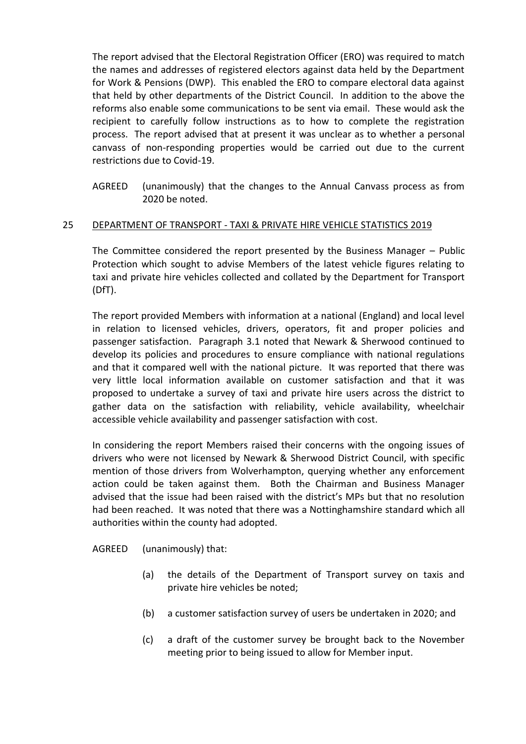The report advised that the Electoral Registration Officer (ERO) was required to match the names and addresses of registered electors against data held by the Department for Work & Pensions (DWP). This enabled the ERO to compare electoral data against that held by other departments of the District Council. In addition to the above the reforms also enable some communications to be sent via email. These would ask the recipient to carefully follow instructions as to how to complete the registration process. The report advised that at present it was unclear as to whether a personal canvass of non-responding properties would be carried out due to the current restrictions due to Covid-19.

AGREED (unanimously) that the changes to the Annual Canvass process as from 2020 be noted.

## 25 DEPARTMENT OF TRANSPORT - TAXI & PRIVATE HIRE VEHICLE STATISTICS 2019

The Committee considered the report presented by the Business Manager – Public Protection which sought to advise Members of the latest vehicle figures relating to taxi and private hire vehicles collected and collated by the Department for Transport (DfT).

The report provided Members with information at a national (England) and local level in relation to licensed vehicles, drivers, operators, fit and proper policies and passenger satisfaction. Paragraph 3.1 noted that Newark & Sherwood continued to develop its policies and procedures to ensure compliance with national regulations and that it compared well with the national picture. It was reported that there was very little local information available on customer satisfaction and that it was proposed to undertake a survey of taxi and private hire users across the district to gather data on the satisfaction with reliability, vehicle availability, wheelchair accessible vehicle availability and passenger satisfaction with cost.

In considering the report Members raised their concerns with the ongoing issues of drivers who were not licensed by Newark & Sherwood District Council, with specific mention of those drivers from Wolverhampton, querying whether any enforcement action could be taken against them. Both the Chairman and Business Manager advised that the issue had been raised with the district's MPs but that no resolution had been reached. It was noted that there was a Nottinghamshire standard which all authorities within the county had adopted.

AGREED (unanimously) that:

(a) the details of the Department of Transport survey on taxis and private hire vehicles be noted;

(b) a customer satisfaction survey of users be undertaken in 2020; and

(c) a draft of the customer survey be brought back to the November meeting prior to being issued to allow for Member input.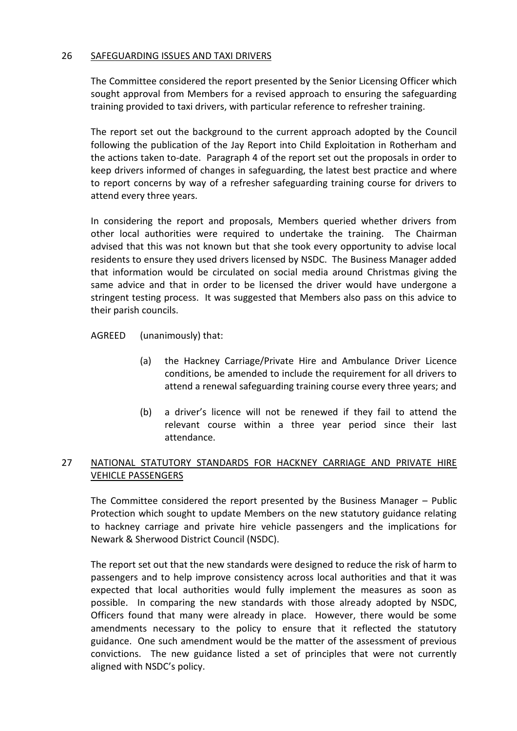## 26 SAFEGUARDING ISSUES AND TAXI DRIVERS

The Committee considered the report presented by the Senior Licensing Officer which sought approval from Members for a revised approach to ensuring the safeguarding training provided to taxi drivers, with particular reference to refresher training.

The report set out the background to the current approach adopted by the Council following the publication of the Jay Report into Child Exploitation in Rotherham and the actions taken to-date. Paragraph 4 of the report set out the proposals in order to keep drivers informed of changes in safeguarding, the latest best practice and where to report concerns by way of a refresher safeguarding training course for drivers to attend every three years.

In considering the report and proposals, Members queried whether drivers from other local authorities were required to undertake the training. The Chairman advised that this was not known but that she took every opportunity to advise local residents to ensure they used drivers licensed by NSDC. The Business Manager added that information would be circulated on social media around Christmas giving the same advice and that in order to be licensed the driver would have undergone a stringent testing process. It was suggested that Members also pass on this advice to their parish councils.

AGREED (unanimously) that:

(a) the Hackney Carriage/Private Hire and Ambulance Driver Licence conditions, be amended to include the requirement for all drivers to attend a renewal safeguarding training course every three years; and

(b) a driver's licence will not be renewed if they fail to attend the relevant course within a three year period since their last attendance.

## 27 NATIONAL STATUTORY STANDARDS FOR HACKNEY CARRIAGE AND PRIVATE HIRE VEHICLE PASSENGERS

The Committee considered the report presented by the Business Manager – Public Protection which sought to update Members on the new statutory guidance relating to hackney carriage and private hire vehicle passengers and the implications for Newark & Sherwood District Council (NSDC).

The report set out that the new standards were designed to reduce the risk of harm to passengers and to help improve consistency across local authorities and that it was expected that local authorities would fully implement the measures as soon as possible. In comparing the new standards with those already adopted by NSDC, Officers found that many were already in place. However, there would be some amendments necessary to the policy to ensure that it reflected the statutory guidance. One such amendment would be the matter of the assessment of previous convictions. The new guidance listed a set of principles that were not currently aligned with NSDC's policy.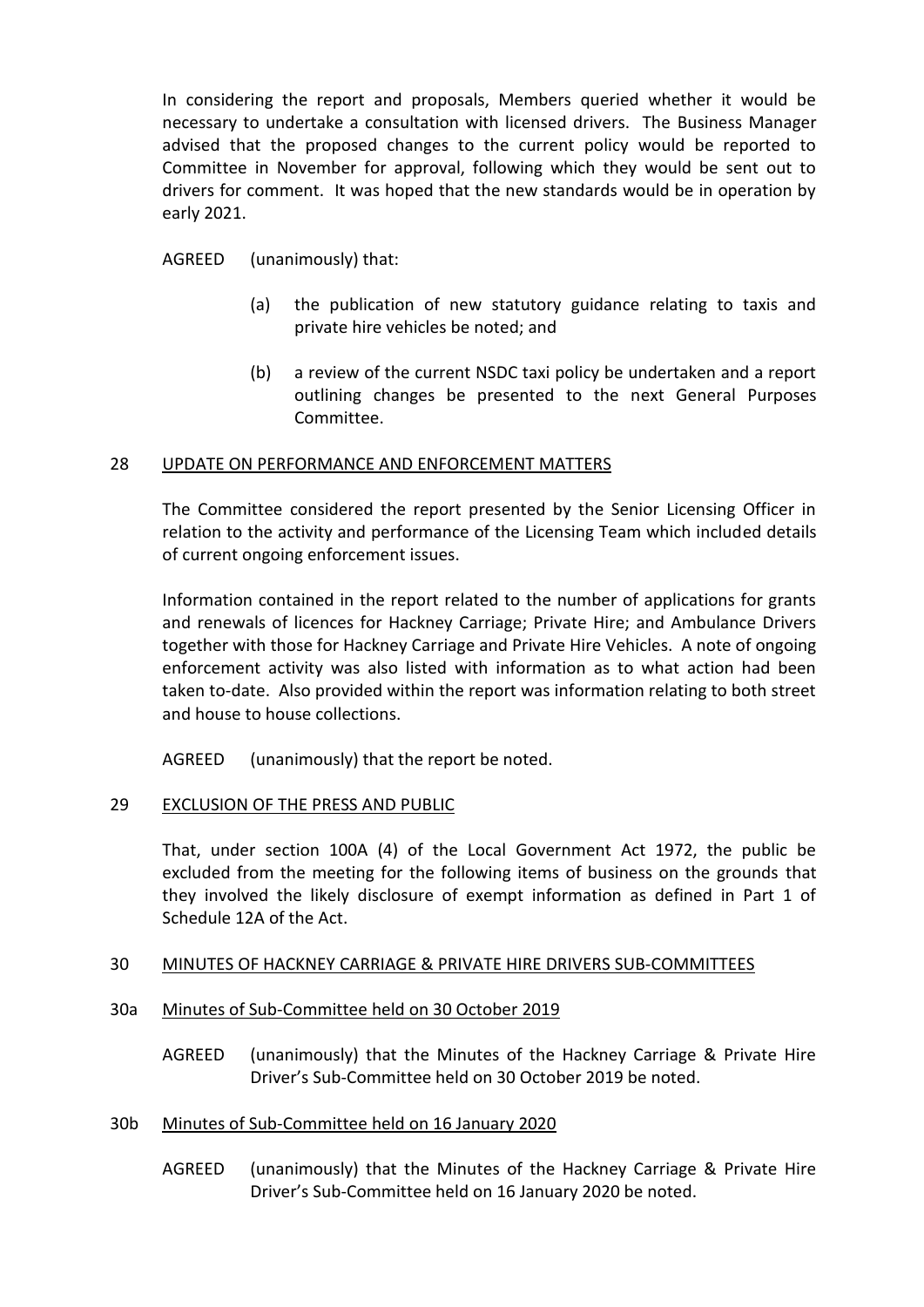In considering the report and proposals, Members queried whether it would be necessary to undertake a consultation with licensed drivers. The Business Manager advised that the proposed changes to the current policy would be reported to Committee in November for approval, following which they would be sent out to drivers for comment. It was hoped that the new standards would be in operation by early 2021.

AGREED (unanimously) that:

(a) the publication of new statutory guidance relating to taxis and private hire vehicles be noted; and

(b) a review of the current NSDC taxi policy be undertaken and a report outlining changes be presented to the next General Purposes Committee.

## 28 UPDATE ON PERFORMANCE AND ENFORCEMENT MATTERS

The Committee considered the report presented by the Senior Licensing Officer in relation to the activity and performance of the Licensing Team which included details of current ongoing enforcement issues.

Information contained in the report related to the number of applications for grants and renewals of licences for Hackney Carriage; Private Hire; and Ambulance Drivers together with those for Hackney Carriage and Private Hire Vehicles. A note of ongoing enforcement activity was also listed with information as to what action had been taken to-date. Also provided within the report was information relating to both street and house to house collections.

AGREED (unanimously) that the report be noted.

## 29 EXCLUSION OF THE PRESS AND PUBLIC

That, under section 100A (4) of the Local Government Act 1972, the public be excluded from the meeting for the following items of business on the grounds that they involved the likely disclosure of exempt information as defined in Part 1 of Schedule 12A of the Act.

## 30 MINUTES OF HACKNEY CARRIAGE & PRIVATE HIRE DRIVERS SUB-COMMITTEES

### 30a Minutes of Sub-Committee held on 30 October 2019

AGREED (unanimously) that the Minutes of the Hackney Carriage & Private Hire Driver's Sub-Committee held on 30 October 2019 be noted.

### 30b Minutes of Sub-Committee held on 16 January 2020

AGREED (unanimously) that the Minutes of the Hackney Carriage & Private Hire Driver's Sub-Committee held on 16 January 2020 be noted.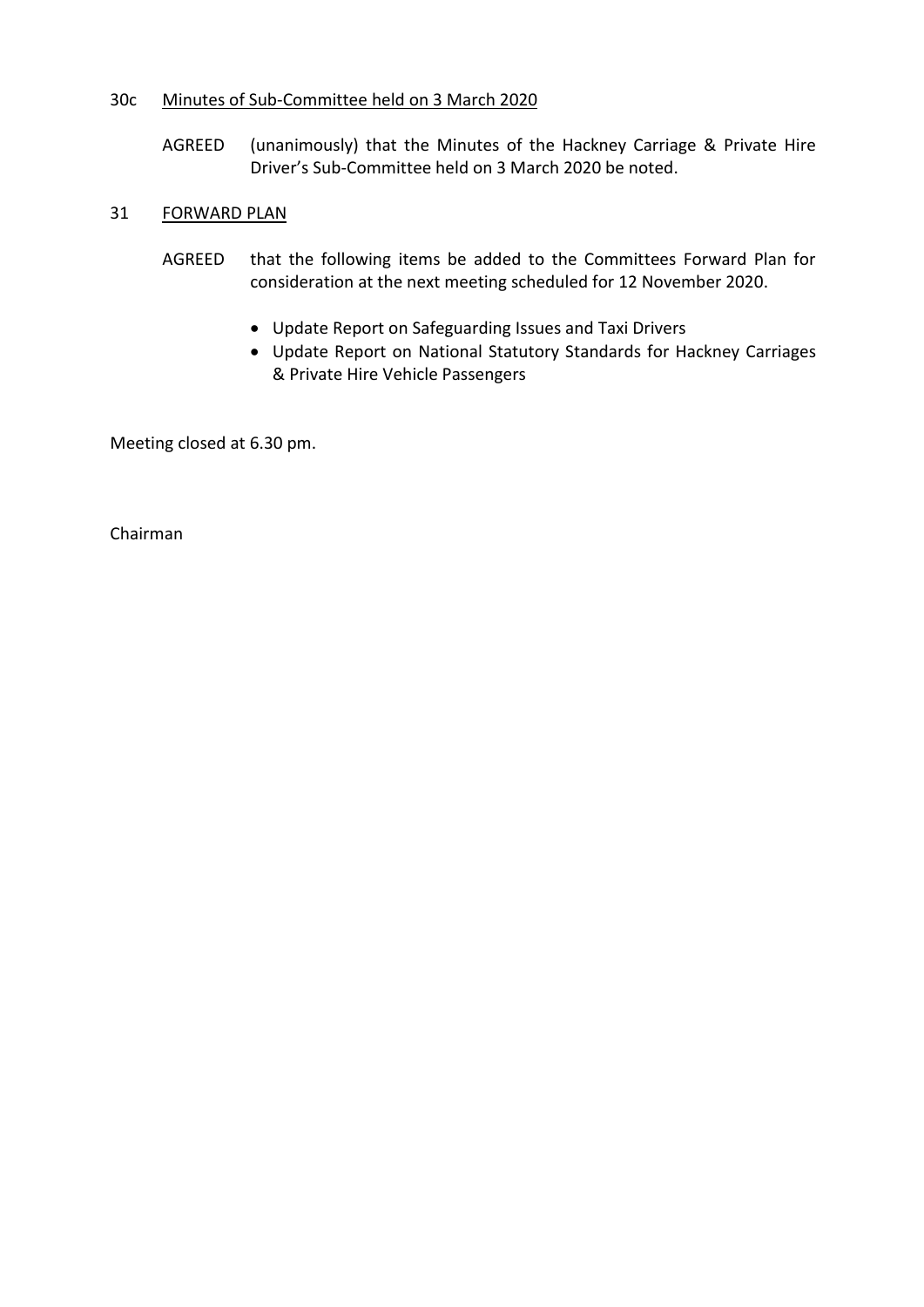30c Minutes of Sub-Committee held on 3 March 2020

AGREED (unanimously) that the Minutes of the Hackney Carriage & Private Hire Driver's Sub-Committee held on 3 March 2020 be noted.

31 FORWARD PLAN

AGREED that the following items be added to the Committees Forward Plan for consideration at the next meeting scheduled for 12 November 2020.

- Update Report on Safeguarding Issues and Taxi Drivers
- Update Report on National Statutory Standards for Hackney Carriages & Private Hire Vehicle Passengers

Meeting closed at 6.30 pm.

Chairman